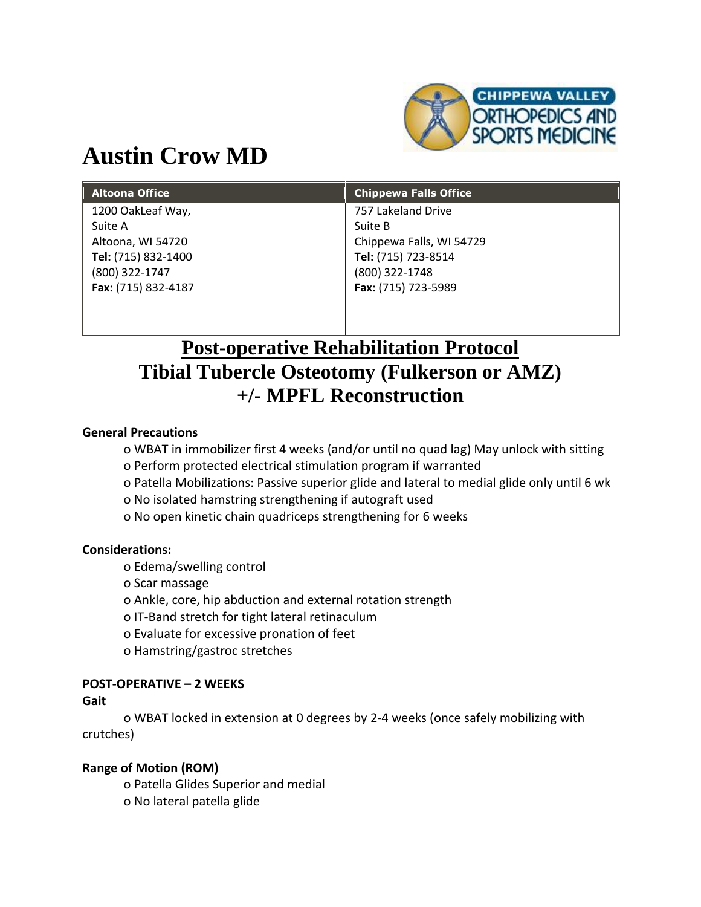# Austin Crow MD

| Altoona Office | Chippewa Falls Office |
| --- | --- |
| 1200 OakLeaf Way,<br>Suite A<br>Altoona, WI 54720<br>**Tel:** (715) 832-1400<br>(800) 322-1747<br>**Fax:** (715) 832-4187 | 757 Lakeland Drive<br>Suite B<br>Chippewa Falls, WI 54729<br>**Tel:** (715) 723-8514<br>(800) 322-1748<br>**Fax:** (715) 723-5989 |

## Post-operative Rehabilitation Protocol
## Tibial Tubercle Osteotomy (Fulkerson or AMZ) +/- MPFL Reconstruction

**General Precautions**

- WBAT in immobilizer first 4 weeks (and/or until no quad lag) May unlock with sitting
- Perform protected electrical stimulation program if warranted
- Patella Mobilizations: Passive superior glide and lateral to medial glide only until 6 wk
- No isolated hamstring strengthening if autograft used
- No open kinetic chain quadriceps strengthening for 6 weeks

**Considerations:**

- Edema/swelling control
- Scar massage
- Ankle, core, hip abduction and external rotation strength
- IT-Band stretch for tight lateral retinaculum
- Evaluate for excessive pronation of feet
- Hamstring/gastroc stretches

**POST-OPERATIVE – 2 WEEKS**

**Gait**

- WBAT locked in extension at 0 degrees by 2-4 weeks (once safely mobilizing with crutches)

**Range of Motion (ROM)**

- Patella Glides Superior and medial
- No lateral patella glide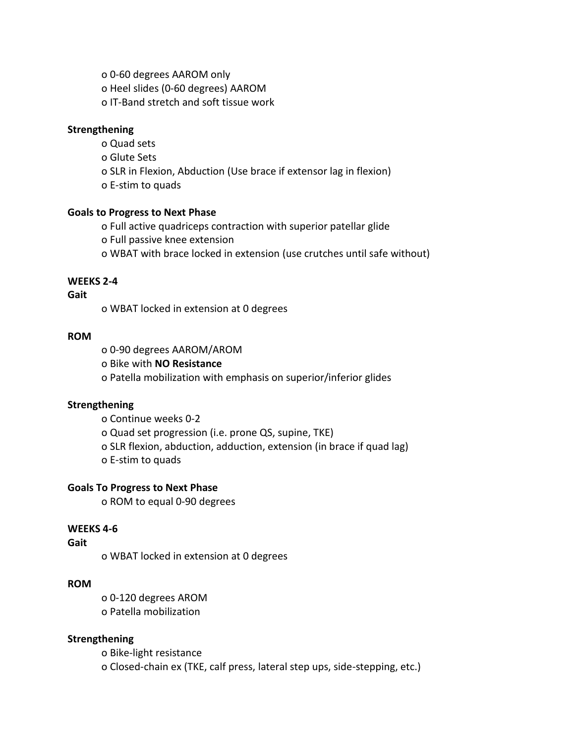- 0-60 degrees AAROM only
- Heel slides (0-60 degrees) AAROM
- IT-Band stretch and soft tissue work

**Strengthening**

- Quad sets
- Glute Sets
- SLR in Flexion, Abduction (Use brace if extensor lag in flexion)
- E-stim to quads

**Goals to Progress to Next Phase**

- Full active quadriceps contraction with superior patellar glide
- Full passive knee extension
- WBAT with brace locked in extension (use crutches until safe without)

**WEEKS 2-4**

**Gait**

- WBAT locked in extension at 0 degrees

**ROM**

- 0-90 degrees AAROM/AROM
- Bike with **NO Resistance**
- Patella mobilization with emphasis on superior/inferior glides

**Strengthening**

- Continue weeks 0-2
- Quad set progression (i.e. prone QS, supine, TKE)
- SLR flexion, abduction, adduction, extension (in brace if quad lag)
- E-stim to quads

**Goals To Progress to Next Phase**

- ROM to equal 0-90 degrees

**WEEKS 4-6**

**Gait**

- WBAT locked in extension at 0 degrees

**ROM**

- 0-120 degrees AROM
- Patella mobilization

**Strengthening**

- Bike-light resistance
- Closed-chain ex (TKE, calf press, lateral step ups, side-stepping, etc.)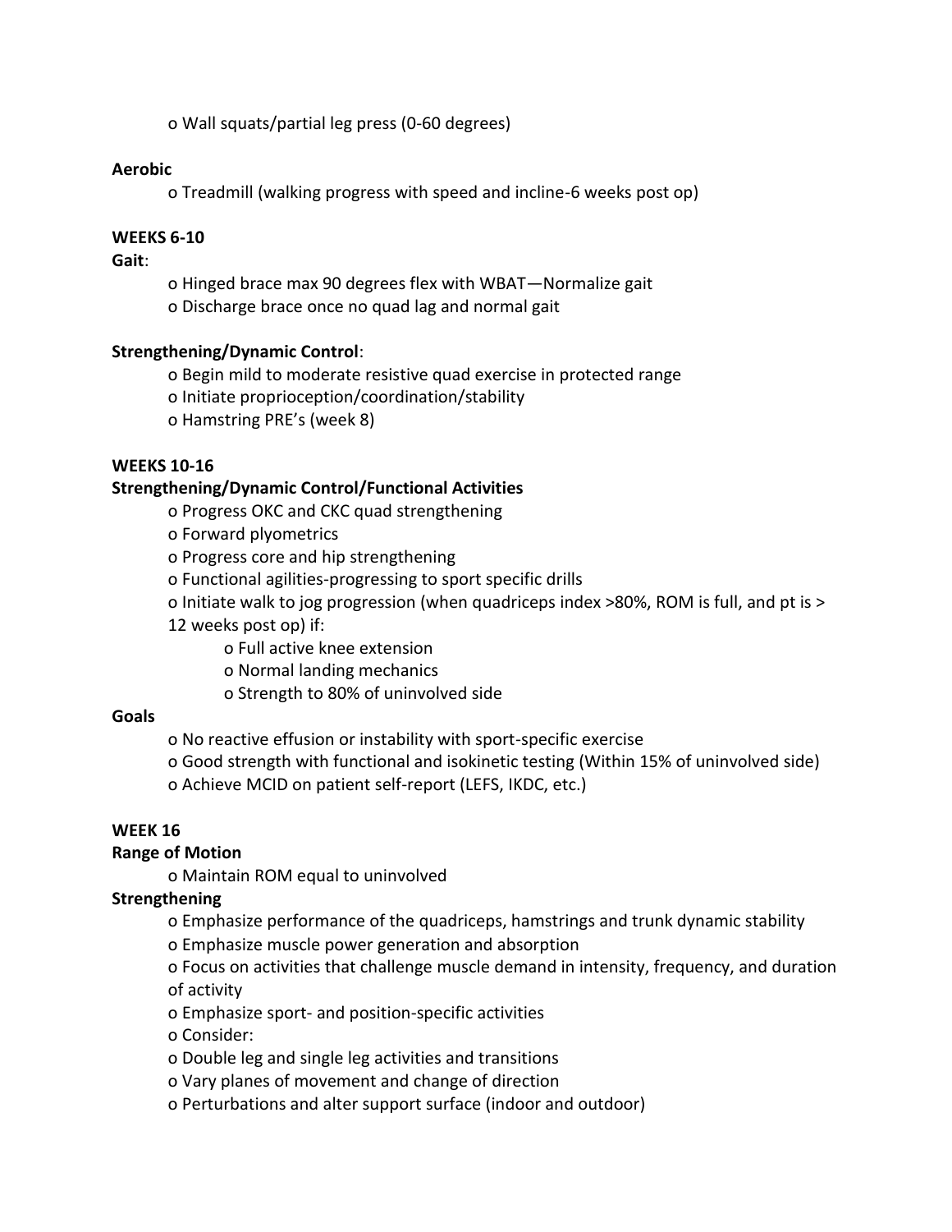- Wall squats/partial leg press (0-60 degrees)

**Aerobic**

- Treadmill (walking progress with speed and incline-6 weeks post op)

**WEEKS 6-10**

**Gait**:

- Hinged brace max 90 degrees flex with WBAT—Normalize gait
- Discharge brace once no quad lag and normal gait

**Strengthening/Dynamic Control**:

- Begin mild to moderate resistive quad exercise in protected range
- Initiate proprioception/coordination/stability
- Hamstring PRE's (week 8)

**WEEKS 10-16**

**Strengthening/Dynamic Control/Functional Activities**

- Progress OKC and CKC quad strengthening
- Forward plyometrics
- Progress core and hip strengthening
- Functional agilities-progressing to sport specific drills
- Initiate walk to jog progression (when quadriceps index >80%, ROM is full, and pt is > 12 weeks post op) if:
  - Full active knee extension
  - Normal landing mechanics
  - Strength to 80% of uninvolved side

**Goals**

- No reactive effusion or instability with sport-specific exercise
- Good strength with functional and isokinetic testing (Within 15% of uninvolved side)
- Achieve MCID on patient self-report (LEFS, IKDC, etc.)

**WEEK 16**

**Range of Motion**

- Maintain ROM equal to uninvolved

**Strengthening**

- Emphasize performance of the quadriceps, hamstrings and trunk dynamic stability
- Emphasize muscle power generation and absorption
- Focus on activities that challenge muscle demand in intensity, frequency, and duration of activity
- Emphasize sport- and position-specific activities
- Consider:
- Double leg and single leg activities and transitions
- Vary planes of movement and change of direction
- Perturbations and alter support surface (indoor and outdoor)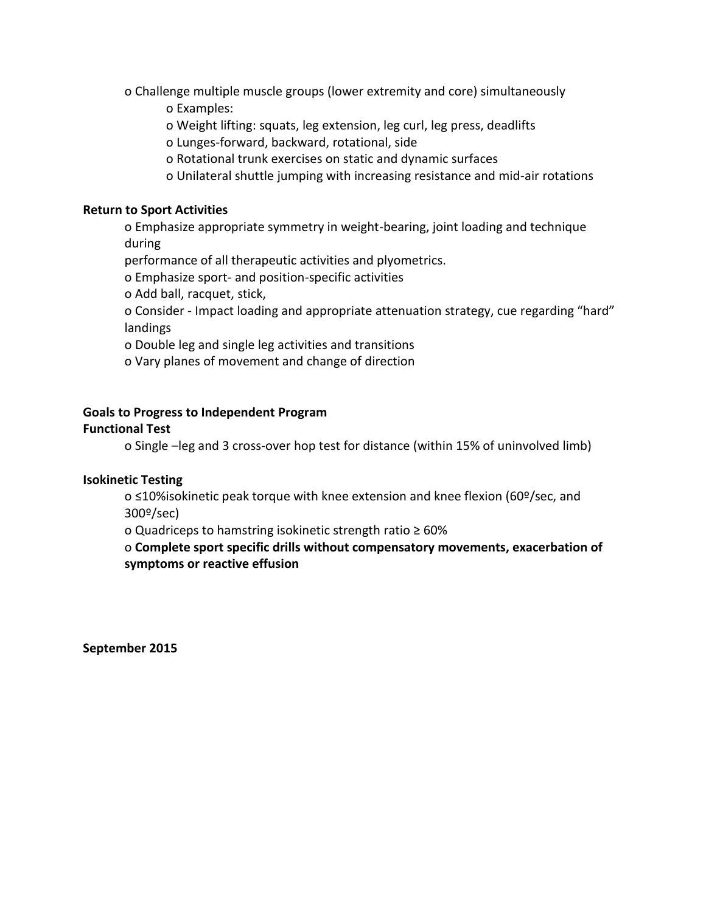- Challenge multiple muscle groups (lower extremity and core) simultaneously
  - Examples:
  - Weight lifting: squats, leg extension, leg curl, leg press, deadlifts
  - Lunges-forward, backward, rotational, side
  - Rotational trunk exercises on static and dynamic surfaces
  - Unilateral shuttle jumping with increasing resistance and mid-air rotations

**Return to Sport Activities**

- Emphasize appropriate symmetry in weight-bearing, joint loading and technique during performance of all therapeutic activities and plyometrics.
- Emphasize sport- and position-specific activities
- Add ball, racquet, stick,
- Consider - Impact loading and appropriate attenuation strategy, cue regarding "hard" landings
- Double leg and single leg activities and transitions
- Vary planes of movement and change of direction

**Goals to Progress to Independent Program**

**Functional Test**

- Single –leg and 3 cross-over hop test for distance (within 15% of uninvolved limb)

**Isokinetic Testing**

- ≤10%isokinetic peak torque with knee extension and knee flexion (60º/sec, and 300º/sec)
- Quadriceps to hamstring isokinetic strength ratio ≥ 60%
- **Complete sport specific drills without compensatory movements, exacerbation of symptoms or reactive effusion**

**September 2015**